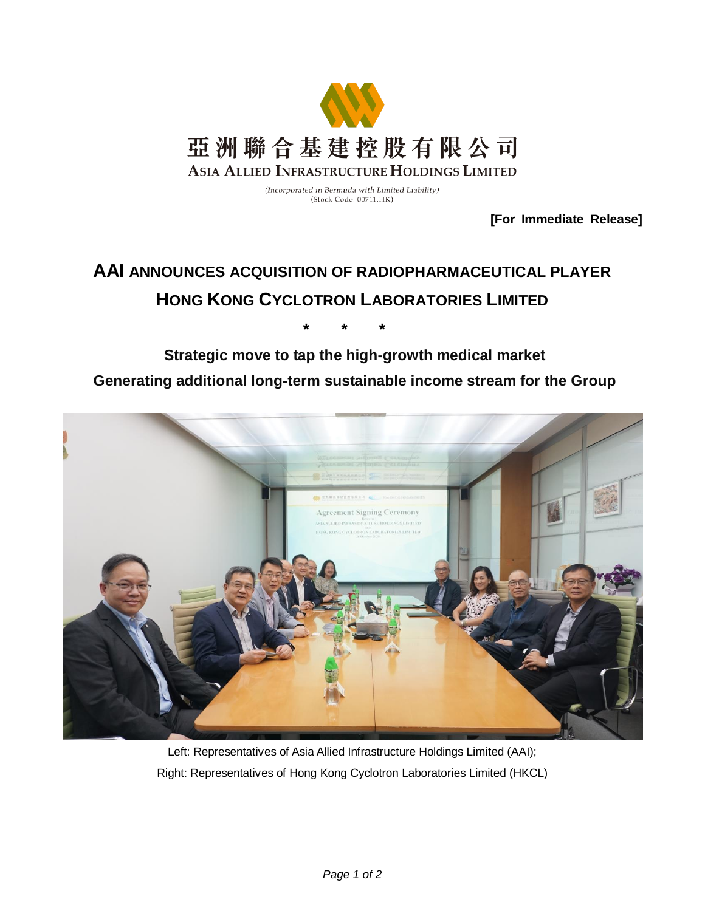亞洲聯合基建控股有限公司

ASIA ALLIED INFRASTRUCTURE HOLDINGS LIMITED

*(Incorporated in Bermuda with Limited Liability)*

(Stock Code: 00711.HK)

**[For Immediate Release]**

# AAI ANNOUNCES ACQUISITION OF RADIOPHARMACEUTICAL PLAYER HONG KONG CYCLOTRON LABORATORIES LIMITED

**\* \* \***

**Strategic move to tap the high-growth medical market**

**Generating additional long-term sustainable income stream for the Group**

Left: Representatives of Asia Allied Infrastructure Holdings Limited (AAI);

Right: Representatives of Hong Kong Cyclotron Laboratories Limited (HKCL)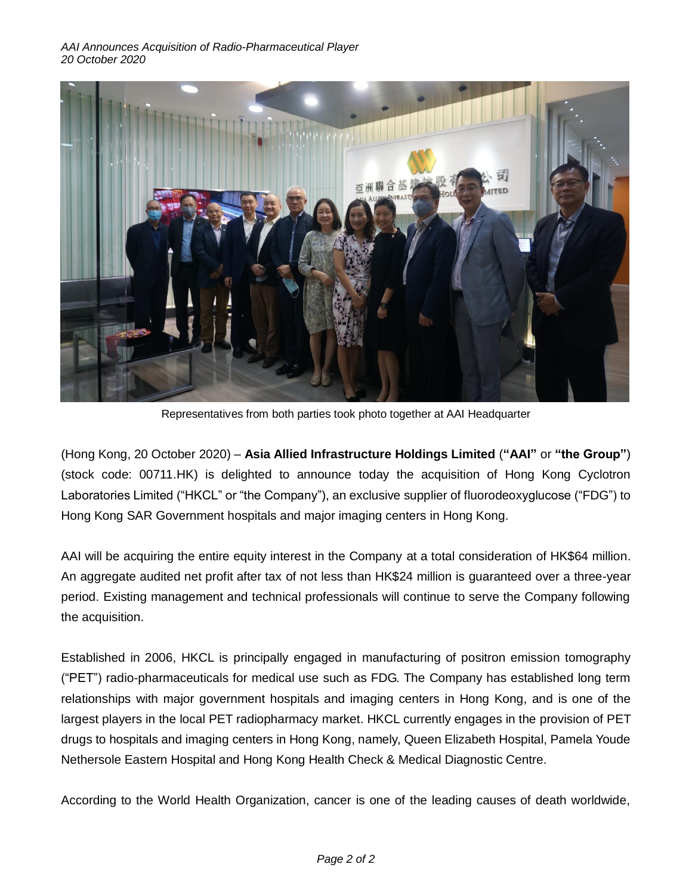Representatives from both parties took photo together at AAI Headquarter

(Hong Kong, 20 October 2020) – **Asia Allied Infrastructure Holdings Limited** (**"AAI"** or **"the Group"**) (stock code: 00711.HK) is delighted to announce today the acquisition of Hong Kong Cyclotron Laboratories Limited ("HKCL" or "the Company"), an exclusive supplier of fluorodeoxyglucose ("FDG") to Hong Kong SAR Government hospitals and major imaging centers in Hong Kong.

AAI will be acquiring the entire equity interest in the Company at a total consideration of HK$64 million. An aggregate audited net profit after tax of not less than HK$24 million is guaranteed over a three-year period. Existing management and technical professionals will continue to serve the Company following the acquisition.

Established in 2006, HKCL is principally engaged in manufacturing of positron emission tomography ("PET") radio-pharmaceuticals for medical use such as FDG. The Company has established long term relationships with major government hospitals and imaging centers in Hong Kong, and is one of the largest players in the local PET radiopharmacy market. HKCL currently engages in the provision of PET drugs to hospitals and imaging centers in Hong Kong, namely, Queen Elizabeth Hospital, Pamela Youde Nethersole Eastern Hospital and Hong Kong Health Check & Medical Diagnostic Centre.

According to the World Health Organization, cancer is one of the leading causes of death worldwide,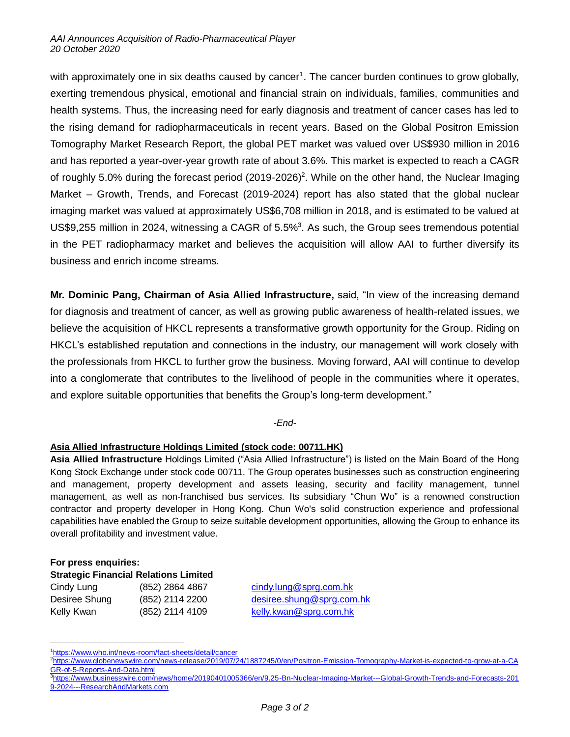with approximately one in six deaths caused by cancer[1]. The cancer burden continues to grow globally, exerting tremendous physical, emotional and financial strain on individuals, families, communities and health systems. Thus, the increasing need for early diagnosis and treatment of cancer cases has led to the rising demand for radiopharmaceuticals in recent years. Based on the Global Positron Emission Tomography Market Research Report, the global PET market was valued over US$930 million in 2016 and has reported a year-over-year growth rate of about 3.6%. This market is expected to reach a CAGR of roughly 5.0% during the forecast period (2019-2026)[2]. While on the other hand, the Nuclear Imaging Market – Growth, Trends, and Forecast (2019-2024) report has also stated that the global nuclear imaging market was valued at approximately US$6,708 million in 2018, and is estimated to be valued at US$9,255 million in 2024, witnessing a CAGR of 5.5%[3]. As such, the Group sees tremendous potential in the PET radiopharmacy market and believes the acquisition will allow AAI to further diversify its business and enrich income streams.

**Mr. Dominic Pang, Chairman of Asia Allied Infrastructure,** said, "In view of the increasing demand for diagnosis and treatment of cancer, as well as growing public awareness of health-related issues, we believe the acquisition of HKCL represents a transformative growth opportunity for the Group. Riding on HKCL's established reputation and connections in the industry, our management will work closely with the professionals from HKCL to further grow the business. Moving forward, AAI will continue to develop into a conglomerate that contributes to the livelihood of people in the communities where it operates, and explore suitable opportunities that benefits the Group's long-term development."

*-End-*

**Asia Allied Infrastructure Holdings Limited (stock code: 00711.HK)**

**Asia Allied Infrastructure** Holdings Limited ("Asia Allied Infrastructure") is listed on the Main Board of the Hong Kong Stock Exchange under stock code 00711. The Group operates businesses such as construction engineering and management, property development and assets leasing, security and facility management, tunnel management, as well as non-franchised bus services. Its subsidiary "Chun Wo" is a renowned construction contractor and property developer in Hong Kong. Chun Wo's solid construction experience and professional capabilities have enabled the Group to seize suitable development opportunities, allowing the Group to enhance its overall profitability and investment value.

**For press enquiries:**
**Strategic Financial Relations Limited**

| | | |
|---|---|---|
| Cindy Lung | (852) 2864 4867 | cindy.lung@sprg.com.hk |
| Desiree Shung | (852) 2114 2200 | desiree.shung@sprg.com.hk |
| Kelly Kwan | (852) 2114 4109 | kelly.kwan@sprg.com.hk |

[1] https://www.who.int/news-room/fact-sheets/detail/cancer

[2] https://www.globenewswire.com/news-release/2019/07/24/1887245/0/en/Positron-Emission-Tomography-Market-is-expected-to-grow-at-a-CAGR-of-5-Reports-And-Data.html

[3] https://www.businesswire.com/news/home/20190401005366/en/9.25-Bn-Nuclear-Imaging-Market---Global-Growth-Trends-and-Forecasts-2019-2024---ResearchAndMarkets.com